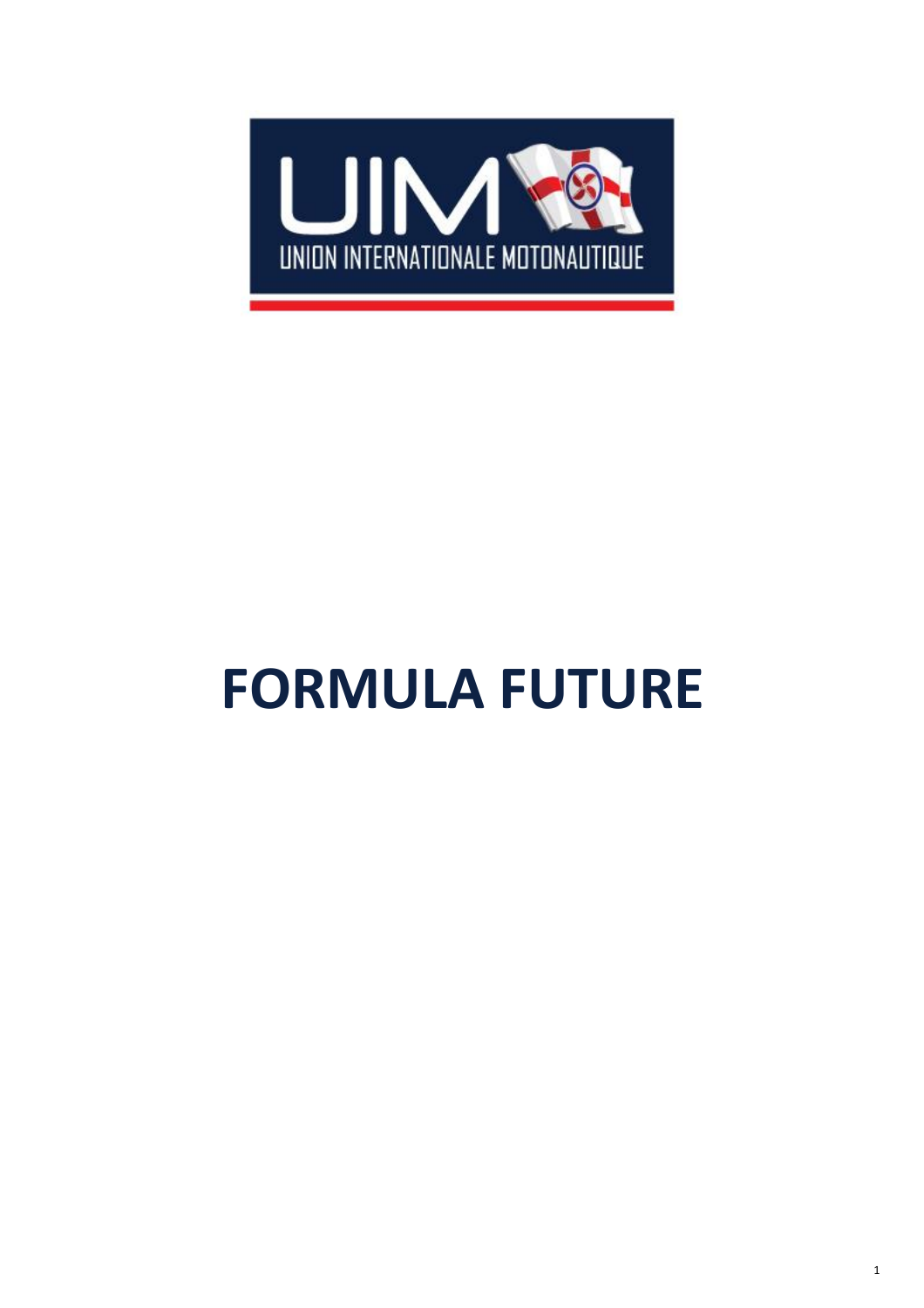UIM

UNION INTERNATIONALE MOTONAUTIQUE

# FORMULA FUTURE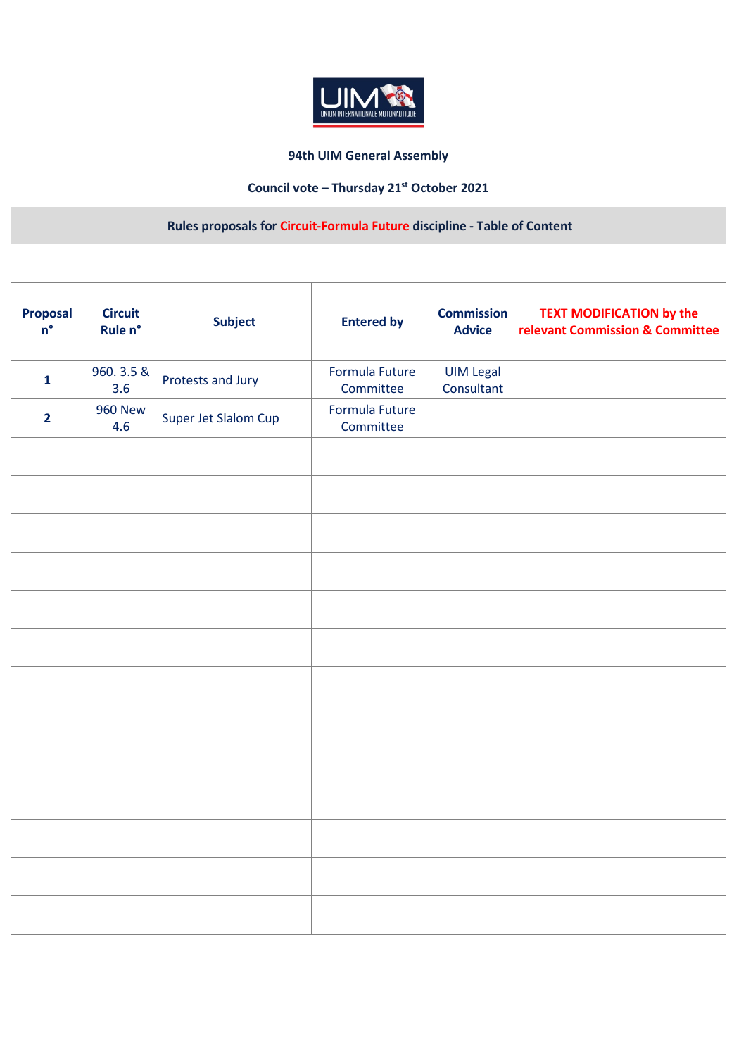**94th UIM General Assembly**

**Council vote – Thursday 21st October 2021**

**Rules proposals for Circuit-Formula Future discipline - Table of Content**

| Proposal n° | Circuit Rule n° | Subject | Entered by | Commission Advice | TEXT MODIFICATION by the relevant Commission & Committee |
|---|---|---|---|---|---|
| **1** | 960. 3.5 & 3.6 | Protests and Jury | Formula Future Committee | UIM Legal Consultant | |
| **2** | 960 New 4.6 | Super Jet Slalom Cup | Formula Future Committee | | |
| | | | | | |
| | | | | | |
| | | | | | |
| | | | | | |
| | | | | | |
| | | | | | |
| | | | | | |
| | | | | | |
| | | | | | |
| | | | | | |
| | | | | | |
| | | | | | |
| | | | | | |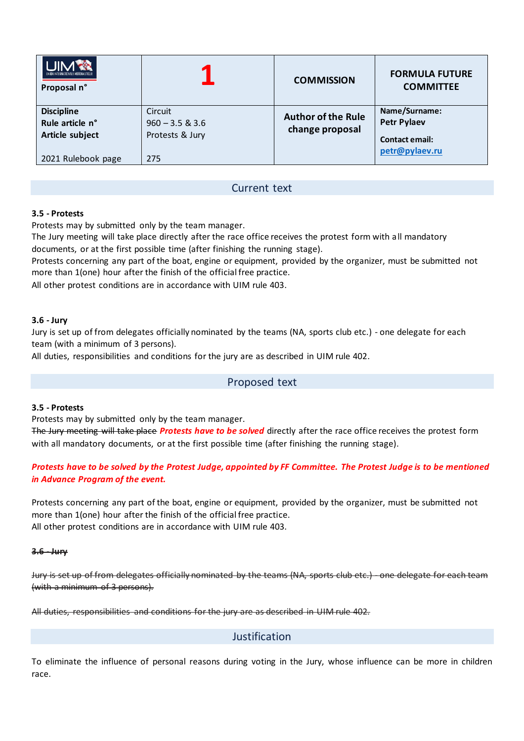| UIM Proposal n° | 1 | COMMISSION | FORMULA FUTURE COMMITTEE |
| --- | --- | --- | --- |
| **Discipline**<br>**Rule article n°**<br>**Article subject**<br><br>2021 Rulebook page | Circuit<br>960 – 3.5 & 3.6<br>Protests & Jury<br><br>275 | **Author of the Rule change proposal** | **Name/Surname:**<br>**Petr Pylaev**<br><br>**Contact email:**<br>**petr@pylaev.ru** |

## Current text

**3.5 - Protests**

Protests may by submitted only by the team manager.

The Jury meeting will take place directly after the race office receives the protest form with all mandatory documents, or at the first possible time (after finishing the running stage).

Protests concerning any part of the boat, engine or equipment, provided by the organizer, must be submitted not more than 1(one) hour after the finish of the official free practice.

All other protest conditions are in accordance with UIM rule 403.

**3.6 - Jury**

Jury is set up of from delegates officially nominated by the teams (NA, sports club etc.) - one delegate for each team (with a minimum of 3 persons).

All duties, responsibilities and conditions for the jury are as described in UIM rule 402.

## Proposed text

**3.5 - Protests**

Protests may by submitted only by the team manager.

~~The Jury meeting will take place~~ ***Protests have to be solved*** directly after the race office receives the protest form with all mandatory documents, or at the first possible time (after finishing the running stage).

***Protests have to be solved by the Protest Judge, appointed by FF Committee. The Protest Judge is to be mentioned in Advance Program of the event.***

Protests concerning any part of the boat, engine or equipment, provided by the organizer, must be submitted not more than 1(one) hour after the finish of the official free practice.

All other protest conditions are in accordance with UIM rule 403.

~~**3.6 - Jury**~~

~~Jury is set up of from delegates officially nominated by the teams (NA, sports club etc.) - one delegate for each team (with a minimum of 3 persons).~~

~~All duties, responsibilities and conditions for the jury are as described in UIM rule 402.~~

## Justification

To eliminate the influence of personal reasons during voting in the Jury, whose influence can be more in children race.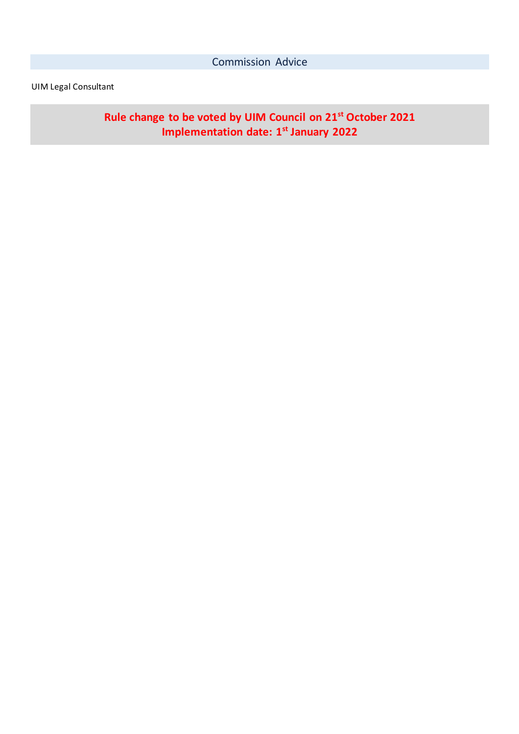## Commission Advice

UIM Legal Consultant

**Rule change to be voted by UIM Council on 21st October 2021**
**Implementation date: 1st January 2022**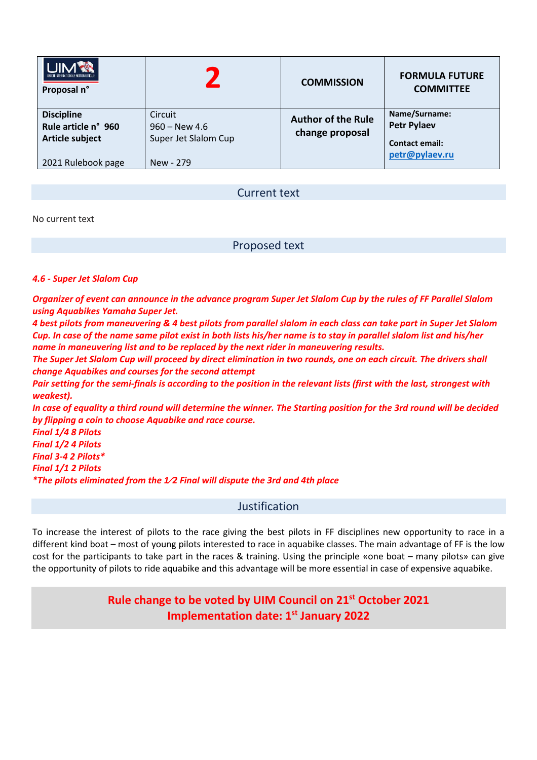| UIM Proposal n° | 2 | COMMISSION | FORMULA FUTURE COMMITTEE |
|---|---|---|---|
| **Discipline**<br>**Rule article n° 960**<br>**Article subject**<br><br>2021 Rulebook page | Circuit<br>960 – New 4.6<br>Super Jet Slalom Cup<br><br>New - 279 | **Author of the Rule change proposal** | **Name/Surname:**<br>**Petr Pylaev**<br>**Contact email:**<br>**petr@pylaev.ru** |

## Current text

No current text

## Proposed text

***4.6 - Super Jet Slalom Cup***

***Organizer of event can announce in the advance program Super Jet Slalom Cup by the rules of FF Parallel Slalom using Aquabikes Yamaha Super Jet.***
***4 best pilots from maneuvering & 4 best pilots from parallel slalom in each class can take part in Super Jet Slalom Cup. In case of the name same pilot exist in both lists his/her name is to stay in parallel slalom list and his/her name in maneuvering list and to be replaced by the next rider in maneuvering results.***
***The Super Jet Slalom Cup will proceed by direct elimination in two rounds, one on each circuit. The drivers shall change Aquabikes and courses for the second attempt***
***Pair setting for the semi-finals is according to the position in the relevant lists (first with the last, strongest with weakest).***
***In case of equality a third round will determine the winner. The Starting position for the 3rd round will be decided by flipping a coin to choose Aquabike and race course.***
***Final 1/4 8 Pilots***
***Final 1/2 4 Pilots***
***Final 3-4 2 Pilots****
***Final 1/1 2 Pilots***
****The pilots eliminated from the 1⁄2 Final will dispute the 3rd and 4th place***

## Justification

To increase the interest of pilots to the race giving the best pilots in FF disciplines new opportunity to race in a different kind boat – most of young pilots interested to race in aquabike classes. The main advantage of FF is the low cost for the participants to take part in the races & training. Using the principle «one boat – many pilots» can give the opportunity of pilots to ride aquabike and this advantage will be more essential in case of expensive aquabike.

**Rule change to be voted by UIM Council on 21st October 2021**
**Implementation date: 1st January 2022**